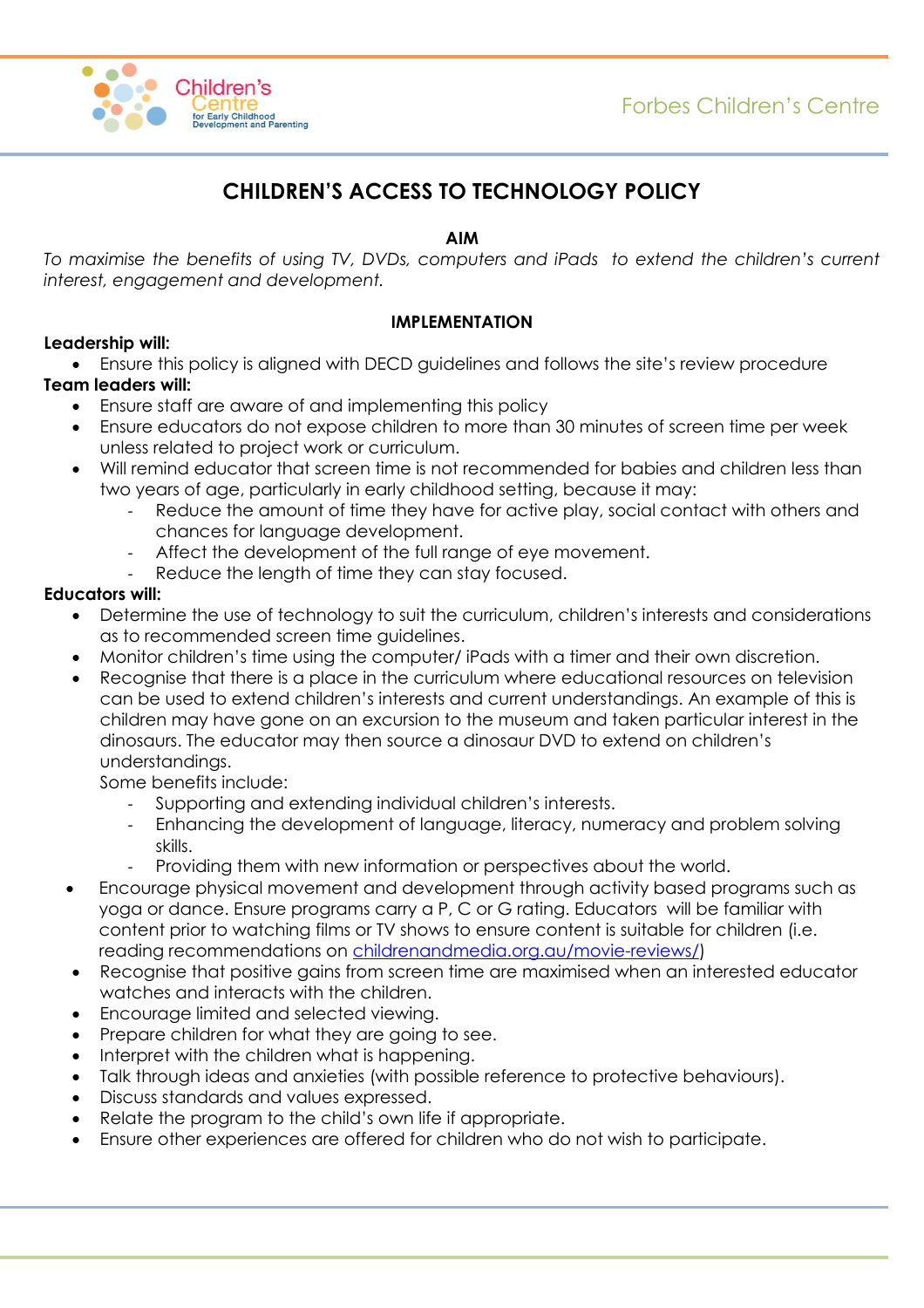# CHILDREN'S ACCESS TO TECHNOLOGY POLICY

## AIM

*To maximise the benefits of using TV, DVDs, computers and iPads to extend the children's current interest, engagement and development.*

## IMPLEMENTATION

**Leadership will:**

- Ensure this policy is aligned with DECD guidelines and follows the site's review procedure

**Team leaders will:**

- Ensure staff are aware of and implementing this policy
- Ensure educators do not expose children to more than 30 minutes of screen time per week unless related to project work or curriculum.
- Will remind educator that screen time is not recommended for babies and children less than two years of age, particularly in early childhood setting, because it may:
    - Reduce the amount of time they have for active play, social contact with others and chances for language development.
    - Affect the development of the full range of eye movement.
    - Reduce the length of time they can stay focused.

**Educators will:**

- Determine the use of technology to suit the curriculum, children's interests and considerations as to recommended screen time guidelines.
- Monitor children's time using the computer/ iPads with a timer and their own discretion.
- Recognise that there is a place in the curriculum where educational resources on television can be used to extend children's interests and current understandings. An example of this is children may have gone on an excursion to the museum and taken particular interest in the dinosaurs. The educator may then source a dinosaur DVD to extend on children's understandings.

  Some benefits include:
    - Supporting and extending individual children's interests.
    - Enhancing the development of language, literacy, numeracy and problem solving skills.
    - Providing them with new information or perspectives about the world.
- Encourage physical movement and development through activity based programs such as yoga or dance. Ensure programs carry a P, C or G rating. Educators will be familiar with content prior to watching films or TV shows to ensure content is suitable for children (i.e. reading recommendations on [childrenandmedia.org.au/movie-reviews/](childrenandmedia.org.au/movie-reviews/))
- Recognise that positive gains from screen time are maximised when an interested educator watches and interacts with the children.
- Encourage limited and selected viewing.
- Prepare children for what they are going to see.
- Interpret with the children what is happening.
- Talk through ideas and anxieties (with possible reference to protective behaviours).
- Discuss standards and values expressed.
- Relate the program to the child's own life if appropriate.
- Ensure other experiences are offered for children who do not wish to participate.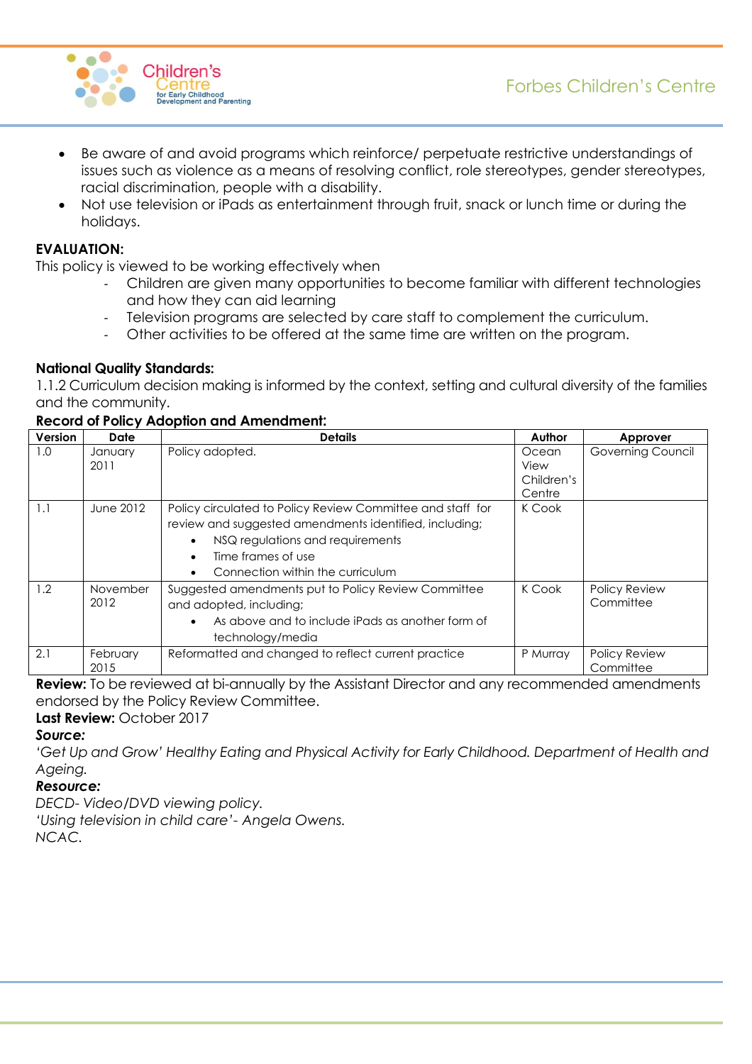- Be aware of and avoid programs which reinforce/ perpetuate restrictive understandings of issues such as violence as a means of resolving conflict, role stereotypes, gender stereotypes, racial discrimination, people with a disability.
- Not use television or iPads as entertainment through fruit, snack or lunch time or during the holidays.

**EVALUATION:**

This policy is viewed to be working effectively when

- Children are given many opportunities to become familiar with different technologies and how they can aid learning
- Television programs are selected by care staff to complement the curriculum.
- Other activities to be offered at the same time are written on the program.

**National Quality Standards:**

1.1.2 Curriculum decision making is informed by the context, setting and cultural diversity of the families and the community.

**Record of Policy Adoption and Amendment:**

| Version | Date | Details | Author | Approver |
|---|---|---|---|---|
| 1.0 | January 2011 | Policy adopted. | Ocean View Children's Centre | Governing Council |
| 1.1 | June 2012 | Policy circulated to Policy Review Committee and staff for review and suggested amendments identified, including;<br>• NSQ regulations and requirements<br>• Time frames of use<br>• Connection within the curriculum | K Cook | |
| 1.2 | November 2012 | Suggested amendments put to Policy Review Committee and adopted, including;<br>• As above and to include iPads as another form of technology/media | K Cook | Policy Review Committee |
| 2.1 | February 2015 | Reformatted and changed to reflect current practice | P Murray | Policy Review Committee |

**Review:** To be reviewed at bi-annually by the Assistant Director and any recommended amendments endorsed by the Policy Review Committee.

**Last Review:** October 2017

***Source:***

*'Get Up and Grow' Healthy Eating and Physical Activity for Early Childhood. Department of Health and Ageing.*

***Resource:***

*DECD- Video/DVD viewing policy.*

*'Using television in child care'- Angela Owens.*

*NCAC.*